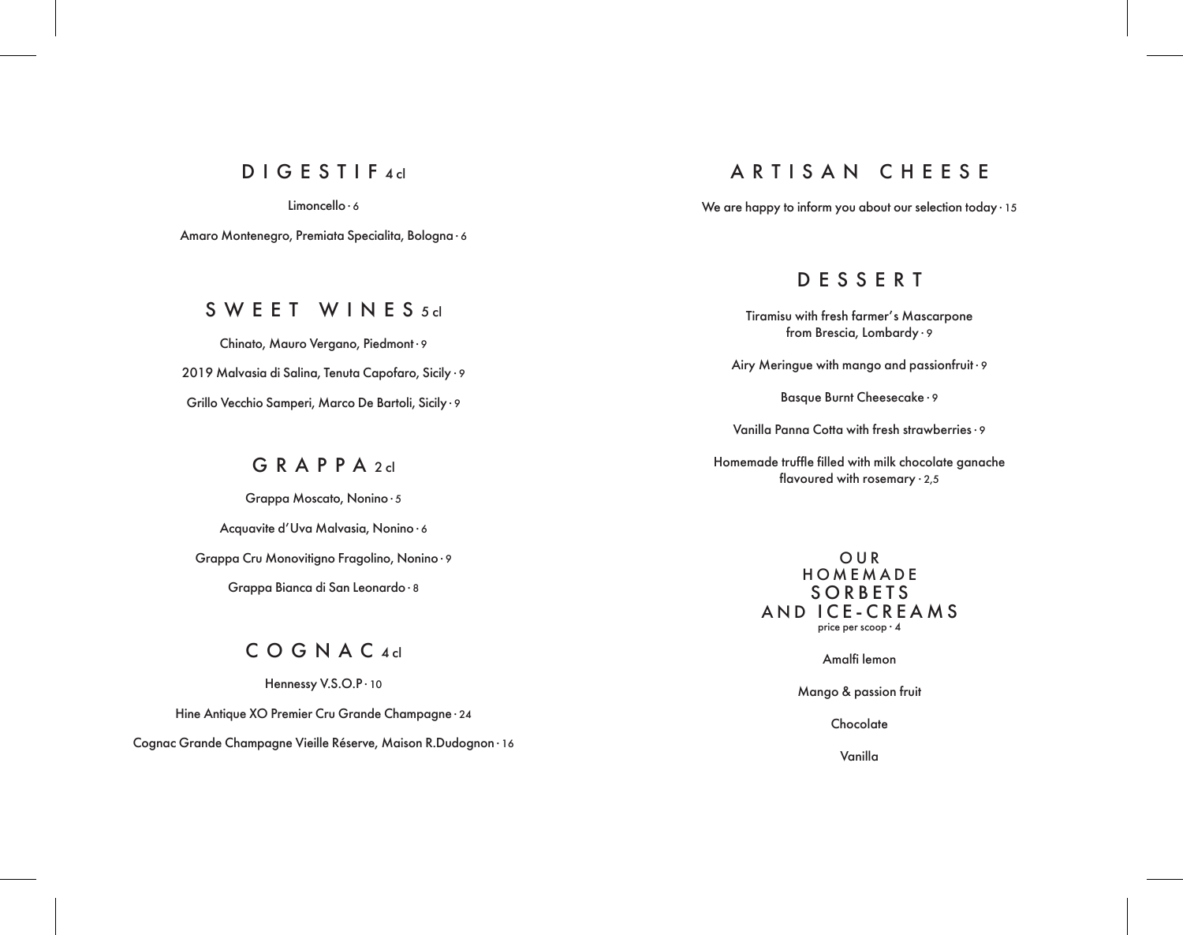## DIGESTIF 4 cl

Limoncello · 6

Amaro Montenegro, Premiata Specialita, Bologna · 6

## SWEET WINES 5 cl

Chinato, Mauro Vergano, Piedmont · 9

2019 Malvasia di Salina, Tenuta Capofaro, Sicily · 9

Grillo Vecchio Samperi, Marco De Bartoli, Sicily · 9

## GRAPPA 2 cl

Grappa Moscato, Nonino · 5

Acquavite d'Uva Malvasia, Nonino · 6

Grappa Cru Monovitigno Fragolino, Nonino · 9

Grappa Bianca di San Leonardo · 8

## COGNAC 4 cl

Hennessy V.S.O.P · 10

Hine Antique XO Premier Cru Grande Champagne · 24

Cognac Grande Champagne Vieille Réserve, Maison R.Dudognon · 16

## ARTISAN CHEESE

We are happy to inform you about our selection today · 15

## DESSERT

Tiramisu with fresh farmer's Mascarpone
from Brescia, Lombardy · 9

Airy Meringue with mango and passionfruit · 9

Basque Burnt Cheesecake · 9

Vanilla Panna Cotta with fresh strawberries · 9

Homemade truffle filled with milk chocolate ganache
flavoured with rosemary · 2,5

## OUR HOMEMADE SORBETS AND ICE-CREAMS

price per scoop · 4

Amalfi lemon

Mango & passion fruit

Chocolate

Vanilla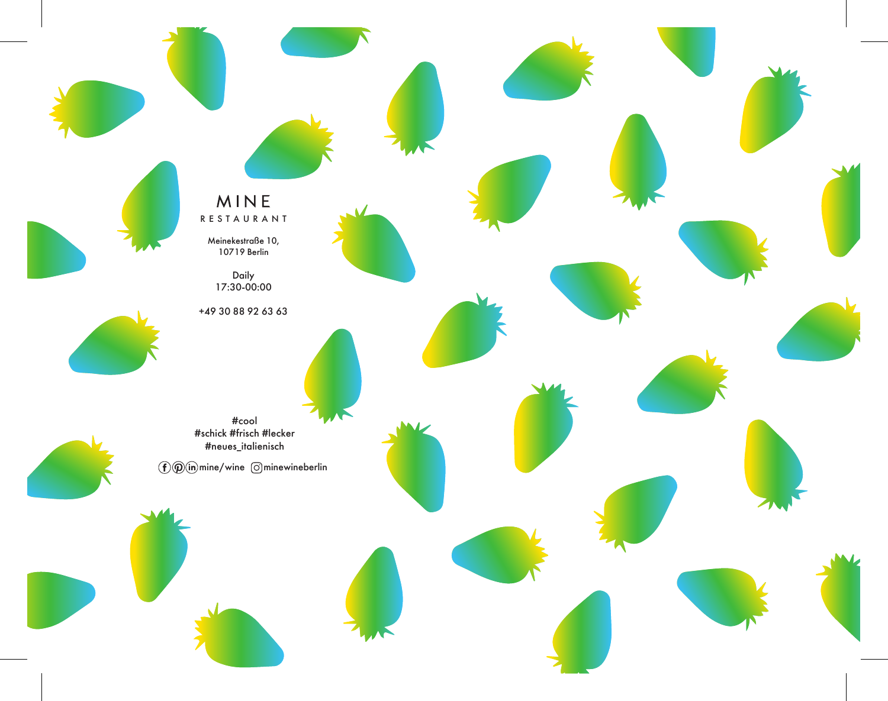# MINE

RESTAURANT

Meinekestraße 10,
10719 Berlin

Daily
17:30-00:00

+49 30 88 92 63 63

#cool
#schick #frisch #lecker
#neues_italienisch

mine/wine minewineberlin